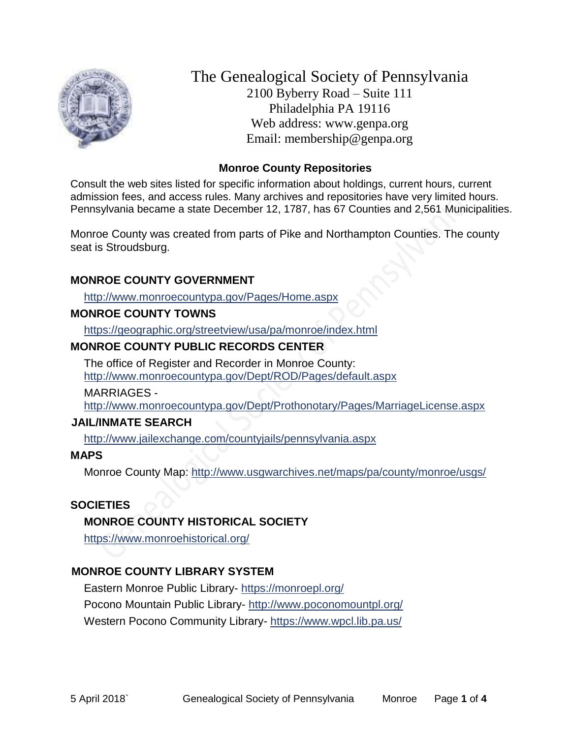# The Genealogical Society of Pennsylvania

2100 Byberry Road – Suite 111
Philadelphia PA 19116
Web address: www.genpa.org
Email: membership@genpa.org

## Monroe County Repositories

Consult the web sites listed for specific information about holdings, current hours, current admission fees, and access rules. Many archives and repositories have very limited hours. Pennsylvania became a state December 12, 1787, has 67 Counties and 2,561 Municipalities.

Monroe County was created from parts of Pike and Northampton Counties. The county seat is Stroudsburg.

### MONROE COUNTY GOVERNMENT

http://www.monroecountypa.gov/Pages/Home.aspx

### MONROE COUNTY TOWNS

https://geographic.org/streetview/usa/pa/monroe/index.html

### MONROE COUNTY PUBLIC RECORDS CENTER

The office of Register and Recorder in Monroe County:
http://www.monroecountypa.gov/Dept/ROD/Pages/default.aspx

MARRIAGES -
http://www.monroecountypa.gov/Dept/Prothonotary/Pages/MarriageLicense.aspx

### JAIL/INMATE SEARCH

http://www.jailexchange.com/countyjails/pennsylvania.aspx

### MAPS

Monroe County Map: http://www.usgwarchives.net/maps/pa/county/monroe/usgs/

### SOCIETIES

#### MONROE COUNTY HISTORICAL SOCIETY

https://www.monroehistorical.org/

### MONROE COUNTY LIBRARY SYSTEM

Eastern Monroe Public Library- https://monroepl.org/
Pocono Mountain Public Library- http://www.poconomountpl.org/
Western Pocono Community Library- https://www.wpcl.lib.pa.us/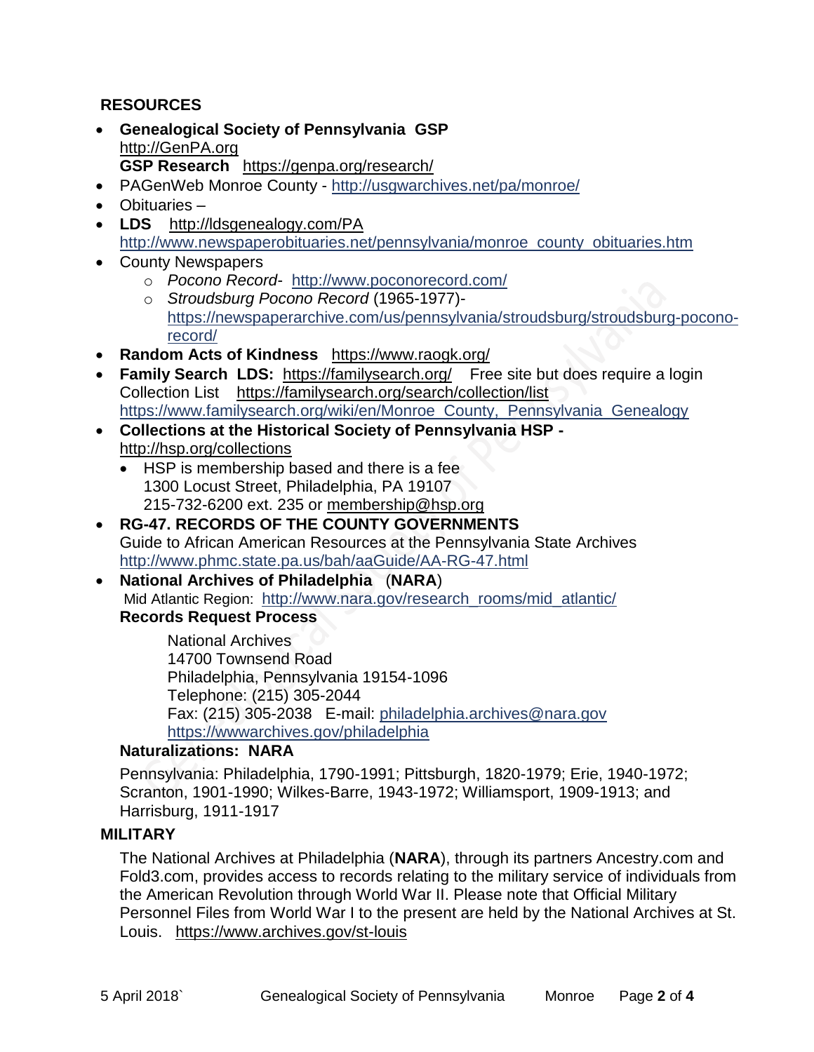## RESOURCES

- **Genealogical Society of Pennsylvania GSP** http://GenPA.org
  **GSP Research** https://genpa.org/research/
- PAGenWeb Monroe County - http://usgwarchives.net/pa/monroe/
- Obituaries –
- **LDS** http://ldsgenealogy.com/PA
  http://www.newspaperobituaries.net/pennsylvania/monroe_county_obituaries.htm
- County Newspapers
  - *Pocono Record*- http://www.poconorecord.com/
  - *Stroudsburg Pocono Record* (1965-1977)- https://newspaperarchive.com/us/pennsylvania/stroudsburg/stroudsburg-pocono-record/
- **Random Acts of Kindness** https://www.raogk.org/
- **Family Search LDS:** https://familysearch.org/ Free site but does require a login
  Collection List https://familysearch.org/search/collection/list
  https://www.familysearch.org/wiki/en/Monroe_County,_Pennsylvania_Genealogy
- **Collections at the Historical Society of Pennsylvania HSP -** http://hsp.org/collections
  - HSP is membership based and there is a fee
    1300 Locust Street, Philadelphia, PA 19107
    215-732-6200 ext. 235 or membership@hsp.org
- **RG-47. RECORDS OF THE COUNTY GOVERNMENTS**
  Guide to African American Resources at the Pennsylvania State Archives
  http://www.phmc.state.pa.us/bah/aaGuide/AA-RG-47.html
- **National Archives of Philadelphia** (**NARA**)
  Mid Atlantic Region: http://www.nara.gov/research_rooms/mid_atlantic/
  **Records Request Process**

  National Archives
  14700 Townsend Road
  Philadelphia, Pennsylvania 19154-1096
  Telephone: (215) 305-2044
  Fax: (215) 305-2038 E-mail: philadelphia.archives@nara.gov
  https://wwwarchives.gov/philadelphia

  **Naturalizations: NARA**

  Pennsylvania: Philadelphia, 1790-1991; Pittsburgh, 1820-1979; Erie, 1940-1972; Scranton, 1901-1990; Wilkes-Barre, 1943-1972; Williamsport, 1909-1913; and Harrisburg, 1911-1917

## MILITARY

The National Archives at Philadelphia (**NARA**), through its partners Ancestry.com and Fold3.com, provides access to records relating to the military service of individuals from the American Revolution through World War II. Please note that Official Military Personnel Files from World War I to the present are held by the National Archives at St. Louis. https://www.archives.gov/st-louis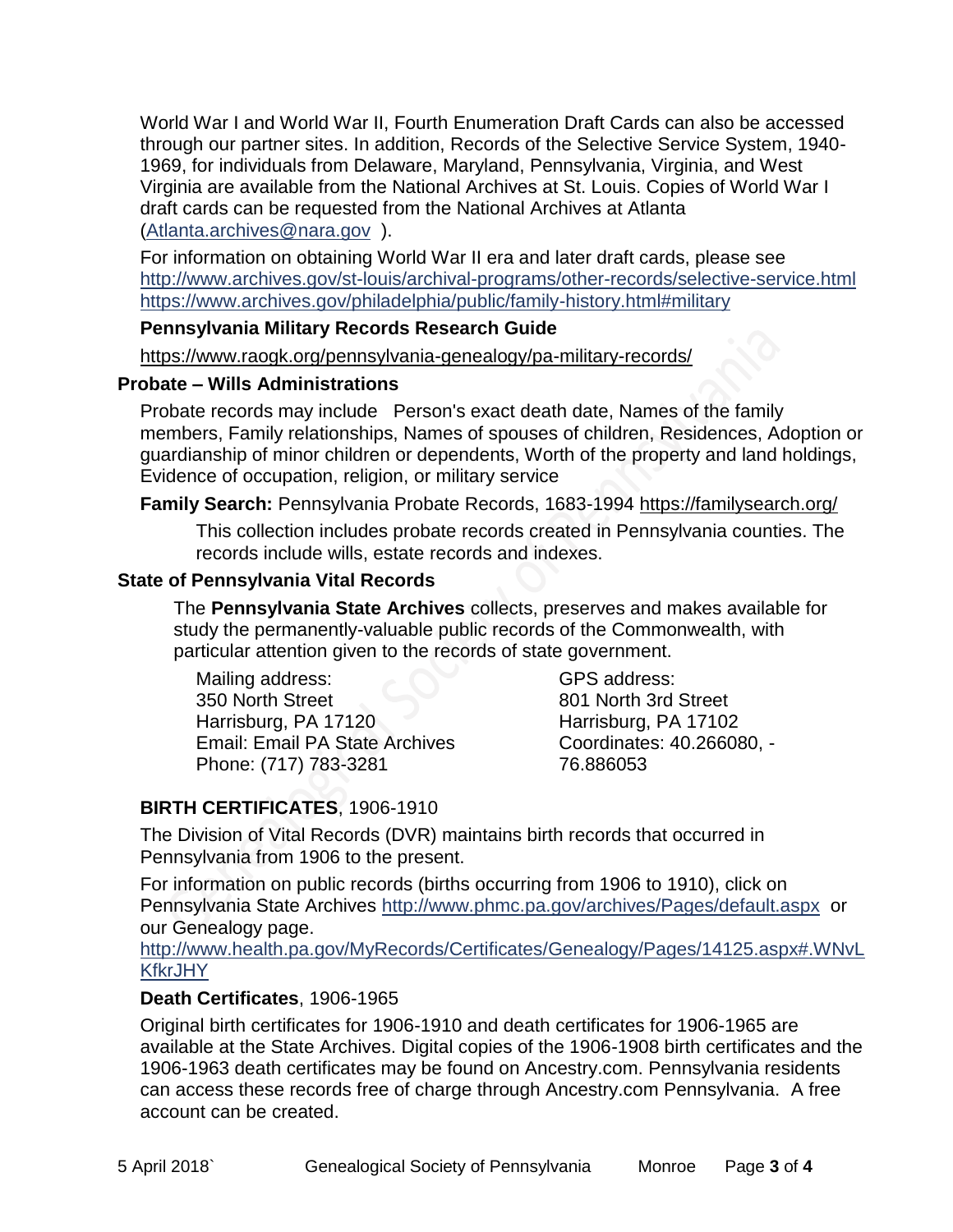World War I and World War II, Fourth Enumeration Draft Cards can also be accessed through our partner sites. In addition, Records of the Selective Service System, 1940-1969, for individuals from Delaware, Maryland, Pennsylvania, Virginia, and West Virginia are available from the National Archives at St. Louis. Copies of World War I draft cards can be requested from the National Archives at Atlanta (Atlanta.archives@nara.gov ).

For information on obtaining World War II era and later draft cards, please see http://www.archives.gov/st-louis/archival-programs/other-records/selective-service.html https://www.archives.gov/philadelphia/public/family-history.html#military

**Pennsylvania Military Records Research Guide**

https://www.raogk.org/pennsylvania-genealogy/pa-military-records/

### Probate – Wills Administrations

Probate records may include Person's exact death date, Names of the family members, Family relationships, Names of spouses of children, Residences, Adoption or guardianship of minor children or dependents, Worth of the property and land holdings, Evidence of occupation, religion, or military service

**Family Search:** Pennsylvania Probate Records, 1683-1994 https://familysearch.org/

This collection includes probate records created in Pennsylvania counties. The records include wills, estate records and indexes.

### State of Pennsylvania Vital Records

The **Pennsylvania State Archives** collects, preserves and makes available for study the permanently-valuable public records of the Commonwealth, with particular attention given to the records of state government.

Mailing address:
350 North Street
Harrisburg, PA 17120
Email: Email PA State Archives
Phone: (717) 783-3281

GPS address:
801 North 3rd Street
Harrisburg, PA 17102
Coordinates: 40.266080, -76.886053

**BIRTH CERTIFICATES**, 1906-1910

The Division of Vital Records (DVR) maintains birth records that occurred in Pennsylvania from 1906 to the present.

For information on public records (births occurring from 1906 to 1910), click on Pennsylvania State Archives http://www.phmc.pa.gov/archives/Pages/default.aspx or our Genealogy page.
http://www.health.pa.gov/MyRecords/Certificates/Genealogy/Pages/14125.aspx#.WNvLKfkrJHY

**Death Certificates**, 1906-1965

Original birth certificates for 1906-1910 and death certificates for 1906-1965 are available at the State Archives. Digital copies of the 1906-1908 birth certificates and the 1906-1963 death certificates may be found on Ancestry.com. Pennsylvania residents can access these records free of charge through Ancestry.com Pennsylvania. A free account can be created.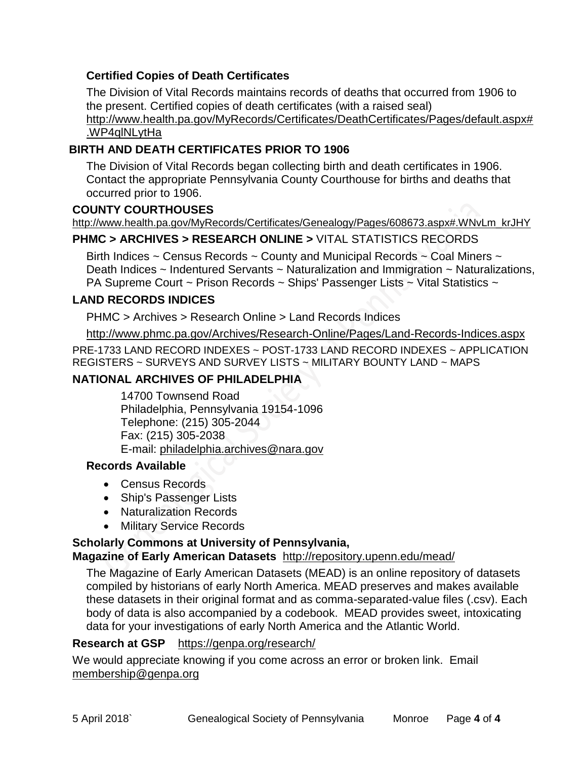### Certified Copies of Death Certificates

The Division of Vital Records maintains records of deaths that occurred from 1906 to the present. Certified copies of death certificates (with a raised seal) http://www.health.pa.gov/MyRecords/Certificates/DeathCertificates/Pages/default.aspx#.WP4qlNLytHa

## BIRTH AND DEATH CERTIFICATES PRIOR TO 1906

The Division of Vital Records began collecting birth and death certificates in 1906. Contact the appropriate Pennsylvania County Courthouse for births and deaths that occurred prior to 1906.

## COUNTY COURTHOUSES

http://www.health.pa.gov/MyRecords/Certificates/Genealogy/Pages/608673.aspx#.WNvLm_krJHY

## PHMC > ARCHIVES > RESEARCH ONLINE > VITAL STATISTICS RECORDS

Birth Indices ~ Census Records ~ County and Municipal Records ~ Coal Miners ~ Death Indices ~ Indentured Servants ~ Naturalization and Immigration ~ Naturalizations, PA Supreme Court ~ Prison Records ~ Ships' Passenger Lists ~ Vital Statistics ~

## LAND RECORDS INDICES

PHMC > Archives > Research Online > Land Records Indices

http://www.phmc.pa.gov/Archives/Research-Online/Pages/Land-Records-Indices.aspx

PRE-1733 LAND RECORD INDEXES ~ POST-1733 LAND RECORD INDEXES ~ APPLICATION REGISTERS ~ SURVEYS AND SURVEY LISTS ~ MILITARY BOUNTY LAND ~ MAPS

## NATIONAL ARCHIVES OF PHILADELPHIA

14700 Townsend Road
Philadelphia, Pennsylvania 19154-1096
Telephone: (215) 305-2044
Fax: (215) 305-2038
E-mail: philadelphia.archives@nara.gov

### Records Available

- Census Records
- Ship's Passenger Lists
- Naturalization Records
- Military Service Records

### Scholarly Commons at University of Pennsylvania, Magazine of Early American Datasets http://repository.upenn.edu/mead/

The Magazine of Early American Datasets (MEAD) is an online repository of datasets compiled by historians of early North America. MEAD preserves and makes available these datasets in their original format and as comma-separated-value files (.csv). Each body of data is also accompanied by a codebook. MEAD provides sweet, intoxicating data for your investigations of early North America and the Atlantic World.

### Research at GSP https://genpa.org/research/

We would appreciate knowing if you come across an error or broken link. Email membership@genpa.org